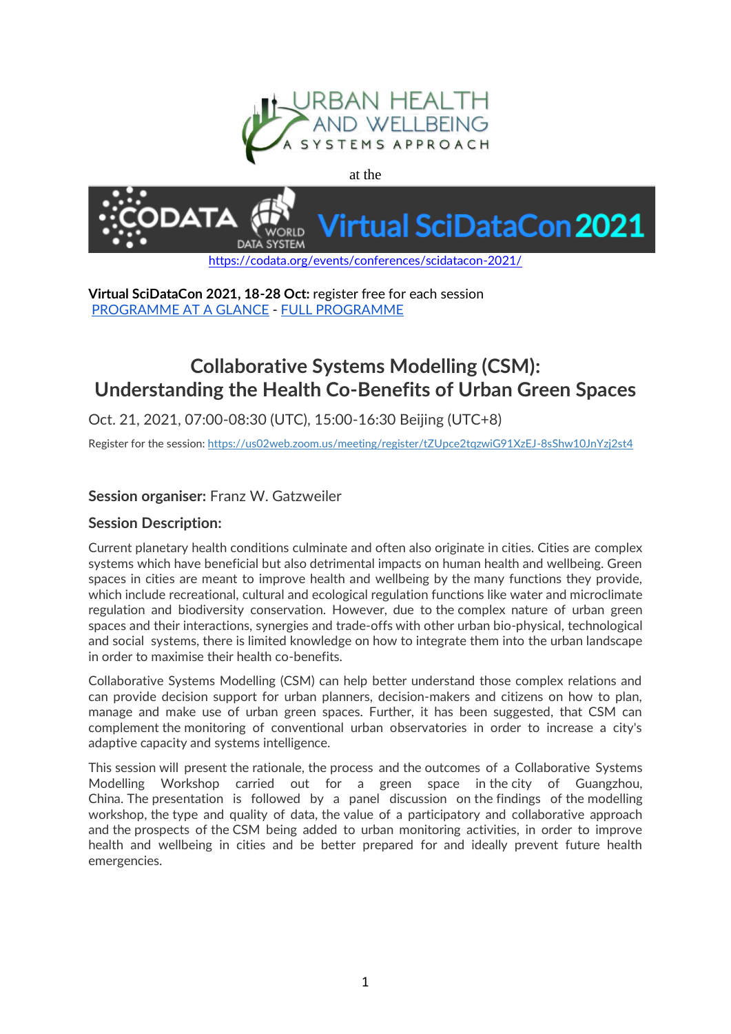URBAN HEALTH AND WELLBEING

A SYSTEMS APPROACH

at the

CODATA WORLD DATA SYSTEM Virtual SciDataCon 2021

https://codata.org/events/conferences/scidatacon-2021/

**Virtual SciDataCon 2021, 18-28 Oct:** register free for each session
PROGRAMME AT A GLANCE - FULL PROGRAMME

# Collaborative Systems Modelling (CSM): Understanding the Health Co-Benefits of Urban Green Spaces

Oct. 21, 2021, 07:00-08:30 (UTC), 15:00-16:30 Beijing (UTC+8)

Register for the session: https://us02web.zoom.us/meeting/register/tZUpce2tqzwiG91XzEJ-8sShw10JnYzj2st4

**Session organiser:** Franz W. Gatzweiler

**Session Description:**

Current planetary health conditions culminate and often also originate in cities. Cities are complex systems which have beneficial but also detrimental impacts on human health and wellbeing. Green spaces in cities are meant to improve health and wellbeing by the many functions they provide, which include recreational, cultural and ecological regulation functions like water and microclimate regulation and biodiversity conservation. However, due to the complex nature of urban green spaces and their interactions, synergies and trade-offs with other urban bio-physical, technological and social systems, there is limited knowledge on how to integrate them into the urban landscape in order to maximise their health co-benefits.

Collaborative Systems Modelling (CSM) can help better understand those complex relations and can provide decision support for urban planners, decision-makers and citizens on how to plan, manage and make use of urban green spaces. Further, it has been suggested, that CSM can complement the monitoring of conventional urban observatories in order to increase a city's adaptive capacity and systems intelligence.

This session will present the rationale, the process and the outcomes of a Collaborative Systems Modelling Workshop carried out for a green space in the city of Guangzhou, China. The presentation is followed by a panel discussion on the findings of the modelling workshop, the type and quality of data, the value of a participatory and collaborative approach and the prospects of the CSM being added to urban monitoring activities, in order to improve health and wellbeing in cities and be better prepared for and ideally prevent future health emergencies.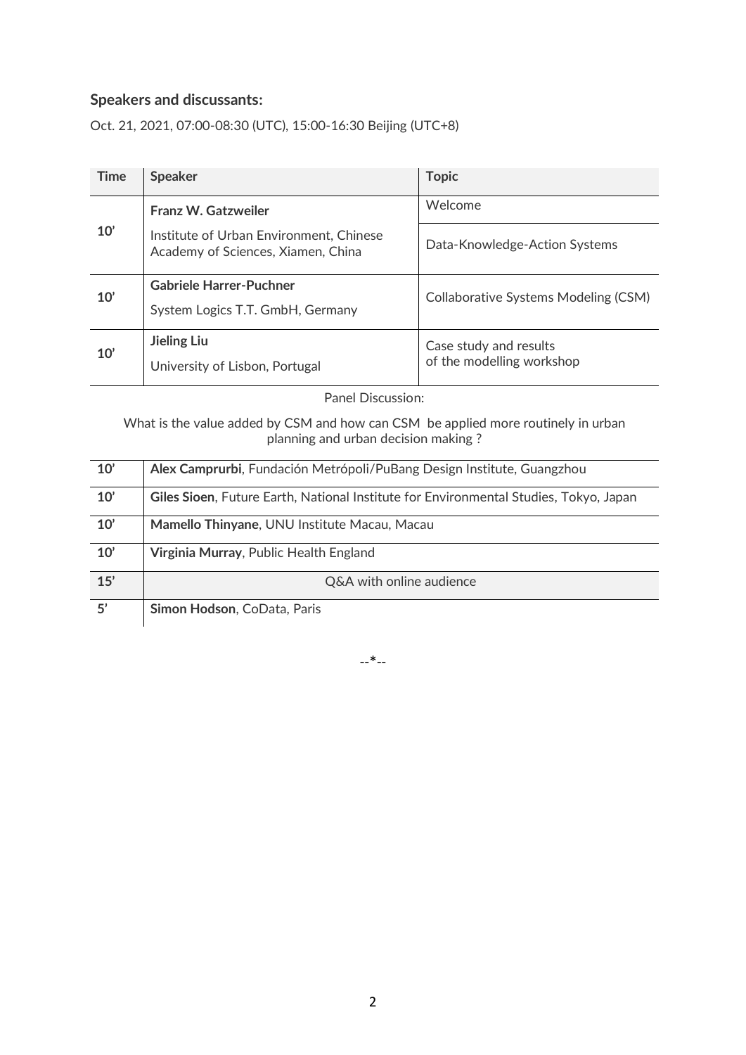### Speakers and discussants:

Oct. 21, 2021, 07:00-08:30 (UTC), 15:00-16:30 Beijing (UTC+8)

| Time | Speaker | Topic |
|---|---|---|
| 10’ | **Franz W. Gatzweiler**<br>Institute of Urban Environment, Chinese Academy of Sciences, Xiamen, China | Welcome<br>Data-Knowledge-Action Systems |
| 10’ | **Gabriele Harrer-Puchner**<br>System Logics T.T. GmbH, Germany | Collaborative Systems Modeling (CSM) |
| 10’ | **Jieling Liu**<br>University of Lisbon, Portugal | Case study and results of the modelling workshop |

Panel Discussion:

What is the value added by CSM and how can CSM be applied more routinely in urban planning and urban decision making ?

| | |
|---|---|
| 10’ | **Alex Camprurbi**, Fundación Metrópoli/PuBang Design Institute, Guangzhou |
| 10’ | **Giles Sioen**, Future Earth, National Institute for Environmental Studies, Tokyo, Japan |
| 10’ | **Mamello Thinyane**, UNU Institute Macau, Macau |
| 10’ | **Virginia Murray**, Public Health England |
| 15’ | Q&A with online audience |
| 5’ | **Simon Hodson**, CoData, Paris |

--*--